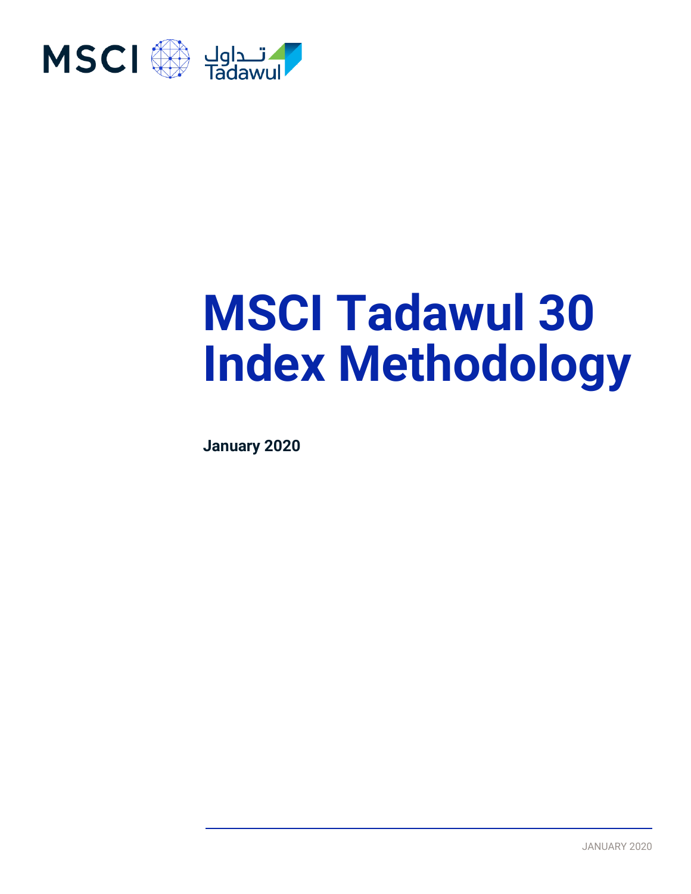MSCI تداول Tadawul

# MSCI Tadawul 30 Index Methodology

**January 2020**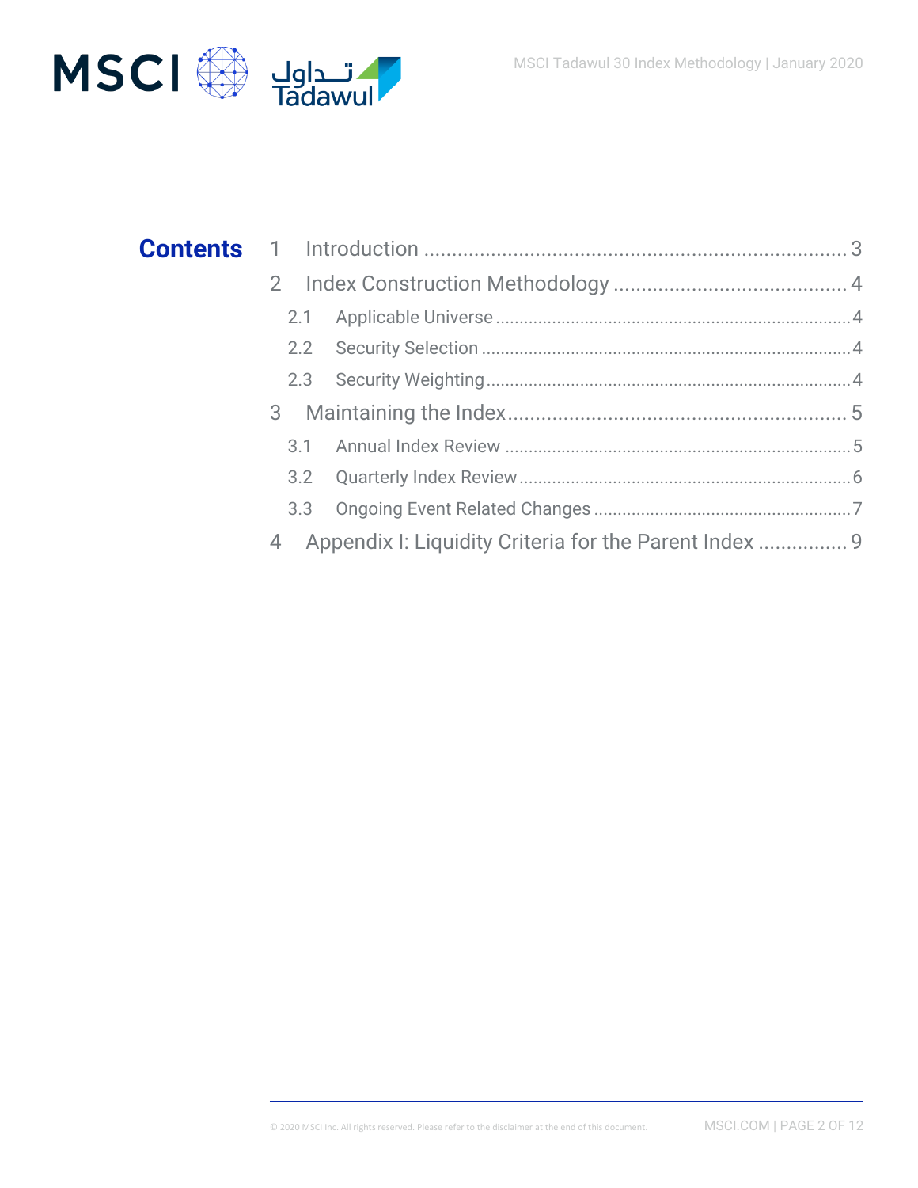# Contents

1 Introduction ........................................................................ 3

2 Index Construction Methodology ........................................ 4

2.1 Applicable Universe ........................................................................ 4

2.2 Security Selection ........................................................................ 4

2.3 Security Weighting ........................................................................ 4

3 Maintaining the Index ........................................................ 5

3.1 Annual Index Review ........................................................................ 5

3.2 Quarterly Index Review ........................................................................ 6

3.3 Ongoing Event Related Changes ........................................................ 7

4 Appendix I: Liquidity Criteria for the Parent Index ................ 9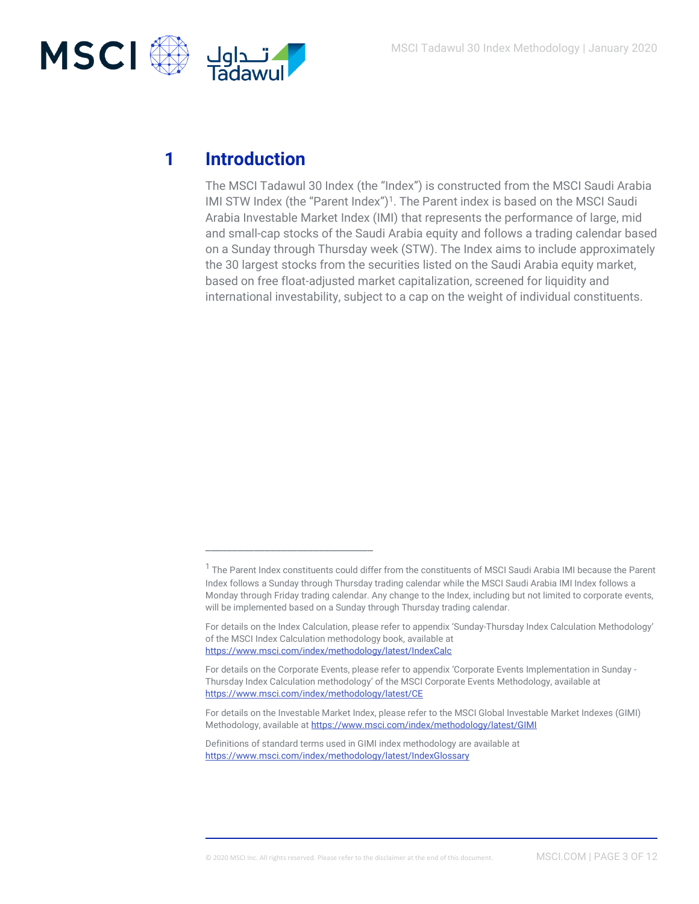# 1 Introduction

The MSCI Tadawul 30 Index (the "Index") is constructed from the MSCI Saudi Arabia IMI STW Index (the "Parent Index")[1]. The Parent index is based on the MSCI Saudi Arabia Investable Market Index (IMI) that represents the performance of large, mid and small-cap stocks of the Saudi Arabia equity and follows a trading calendar based on a Sunday through Thursday week (STW). The Index aims to include approximately the 30 largest stocks from the securities listed on the Saudi Arabia equity market, based on free float-adjusted market capitalization, screened for liquidity and international investability, subject to a cap on the weight of individual constituents.

---

[1] The Parent Index constituents could differ from the constituents of MSCI Saudi Arabia IMI because the Parent Index follows a Sunday through Thursday trading calendar while the MSCI Saudi Arabia IMI Index follows a Monday through Friday trading calendar. Any change to the Index, including but not limited to corporate events, will be implemented based on a Sunday through Thursday trading calendar.

For details on the Index Calculation, please refer to appendix 'Sunday-Thursday Index Calculation Methodology' of the MSCI Index Calculation methodology book, available at https://www.msci.com/index/methodology/latest/IndexCalc

For details on the Corporate Events, please refer to appendix 'Corporate Events Implementation in Sunday - Thursday Index Calculation methodology' of the MSCI Corporate Events Methodology, available at https://www.msci.com/index/methodology/latest/CE

For details on the Investable Market Index, please refer to the MSCI Global Investable Market Indexes (GIMI) Methodology, available at https://www.msci.com/index/methodology/latest/GIMI

Definitions of standard terms used in GIMI index methodology are available at https://www.msci.com/index/methodology/latest/IndexGlossary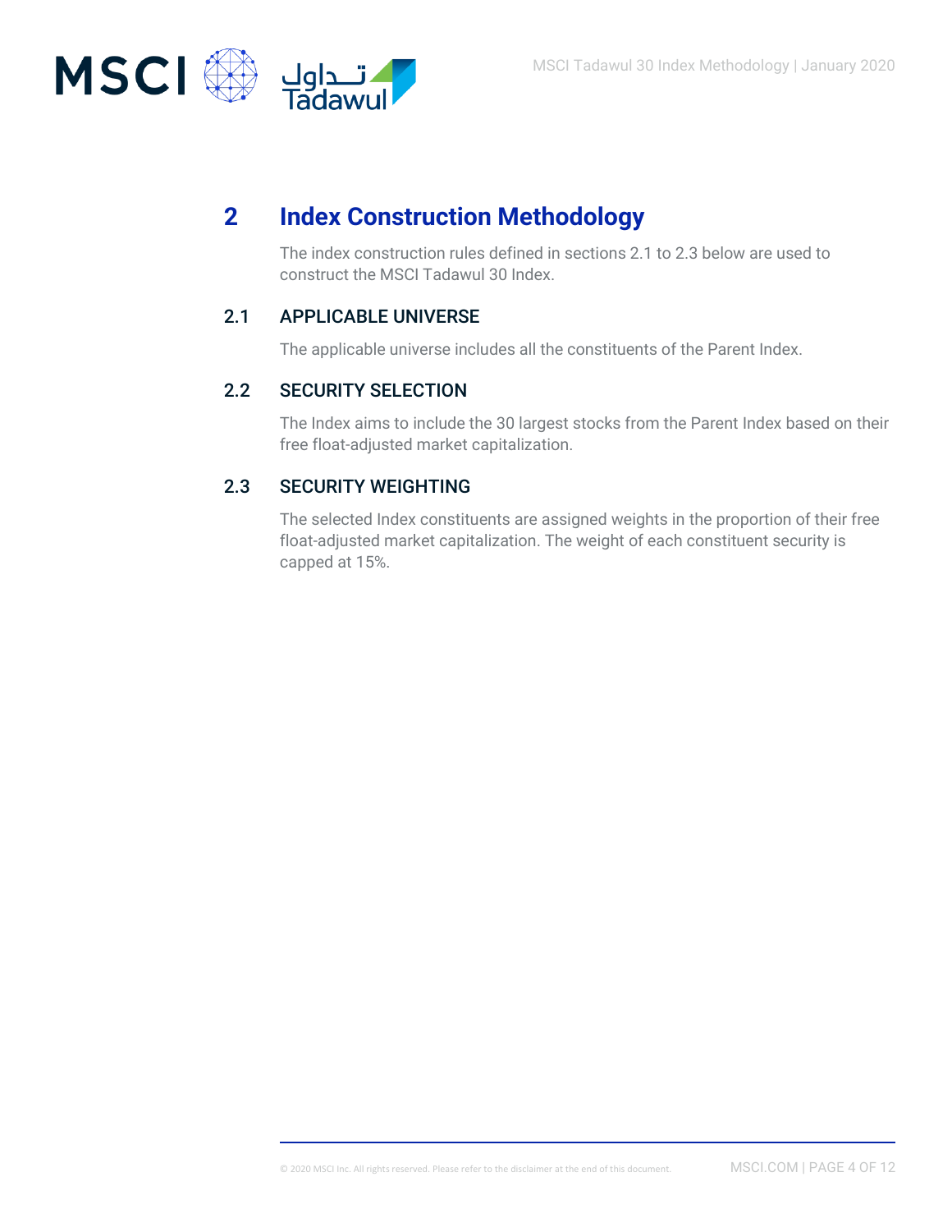# 2 Index Construction Methodology

The index construction rules defined in sections 2.1 to 2.3 below are used to construct the MSCI Tadawul 30 Index.

## 2.1 APPLICABLE UNIVERSE

The applicable universe includes all the constituents of the Parent Index.

## 2.2 SECURITY SELECTION

The Index aims to include the 30 largest stocks from the Parent Index based on their free float-adjusted market capitalization.

## 2.3 SECURITY WEIGHTING

The selected Index constituents are assigned weights in the proportion of their free float-adjusted market capitalization. The weight of each constituent security is capped at 15%.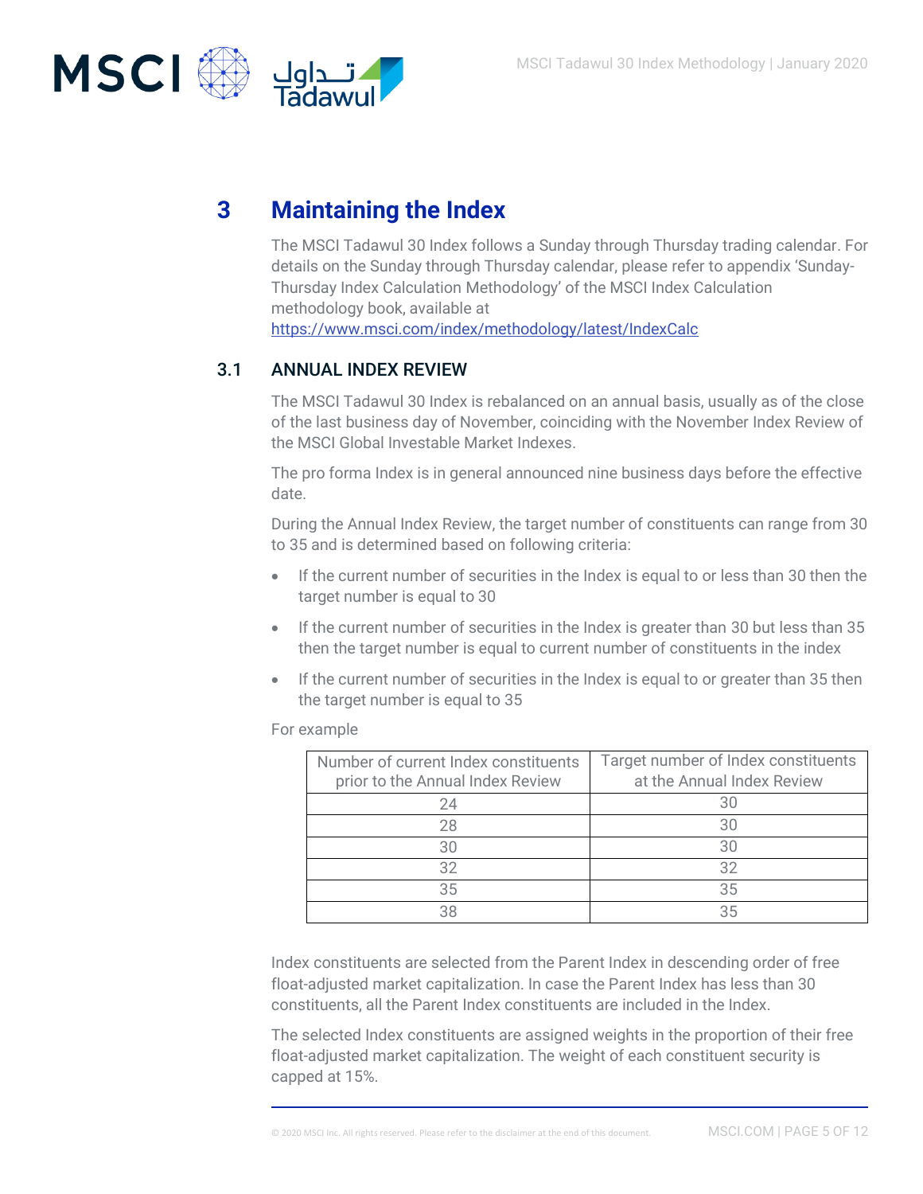# 3 Maintaining the Index

The MSCI Tadawul 30 Index follows a Sunday through Thursday trading calendar. For details on the Sunday through Thursday calendar, please refer to appendix 'Sunday-Thursday Index Calculation Methodology' of the MSCI Index Calculation methodology book, available at [https://www.msci.com/index/methodology/latest/IndexCalc](https://www.msci.com/index/methodology/latest/IndexCalc)

## 3.1 ANNUAL INDEX REVIEW

The MSCI Tadawul 30 Index is rebalanced on an annual basis, usually as of the close of the last business day of November, coinciding with the November Index Review of the MSCI Global Investable Market Indexes.

The pro forma Index is in general announced nine business days before the effective date.

During the Annual Index Review, the target number of constituents can range from 30 to 35 and is determined based on following criteria:

- If the current number of securities in the Index is equal to or less than 30 then the target number is equal to 30
- If the current number of securities in the Index is greater than 30 but less than 35 then the target number is equal to current number of constituents in the index
- If the current number of securities in the Index is equal to or greater than 35 then the target number is equal to 35

For example

| Number of current Index constituents prior to the Annual Index Review | Target number of Index constituents at the Annual Index Review |
|---|---|
| 24 | 30 |
| 28 | 30 |
| 30 | 30 |
| 32 | 32 |
| 35 | 35 |
| 38 | 35 |

Index constituents are selected from the Parent Index in descending order of free float-adjusted market capitalization. In case the Parent Index has less than 30 constituents, all the Parent Index constituents are included in the Index.

The selected Index constituents are assigned weights in the proportion of their free float-adjusted market capitalization. The weight of each constituent security is capped at 15%.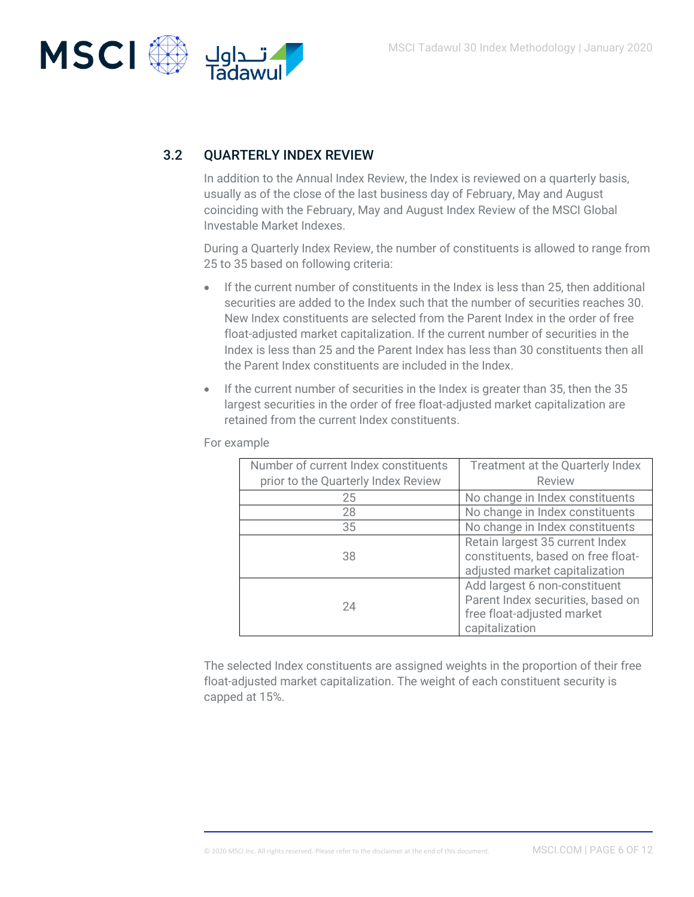## 3.2 QUARTERLY INDEX REVIEW

In addition to the Annual Index Review, the Index is reviewed on a quarterly basis, usually as of the close of the last business day of February, May and August coinciding with the February, May and August Index Review of the MSCI Global Investable Market Indexes.

During a Quarterly Index Review, the number of constituents is allowed to range from 25 to 35 based on following criteria:

- If the current number of constituents in the Index is less than 25, then additional securities are added to the Index such that the number of securities reaches 30. New Index constituents are selected from the Parent Index in the order of free float-adjusted market capitalization. If the current number of securities in the Index is less than 25 and the Parent Index has less than 30 constituents then all the Parent Index constituents are included in the Index.
- If the current number of securities in the Index is greater than 35, then the 35 largest securities in the order of free float-adjusted market capitalization are retained from the current Index constituents.

For example

| Number of current Index constituents prior to the Quarterly Index Review | Treatment at the Quarterly Index Review |
|---|---|
| 25 | No change in Index constituents |
| 28 | No change in Index constituents |
| 35 | No change in Index constituents |
| 38 | Retain largest 35 current Index constituents, based on free float-adjusted market capitalization |
| 24 | Add largest 6 non-constituent Parent Index securities, based on free float-adjusted market capitalization |

The selected Index constituents are assigned weights in the proportion of their free float-adjusted market capitalization. The weight of each constituent security is capped at 15%.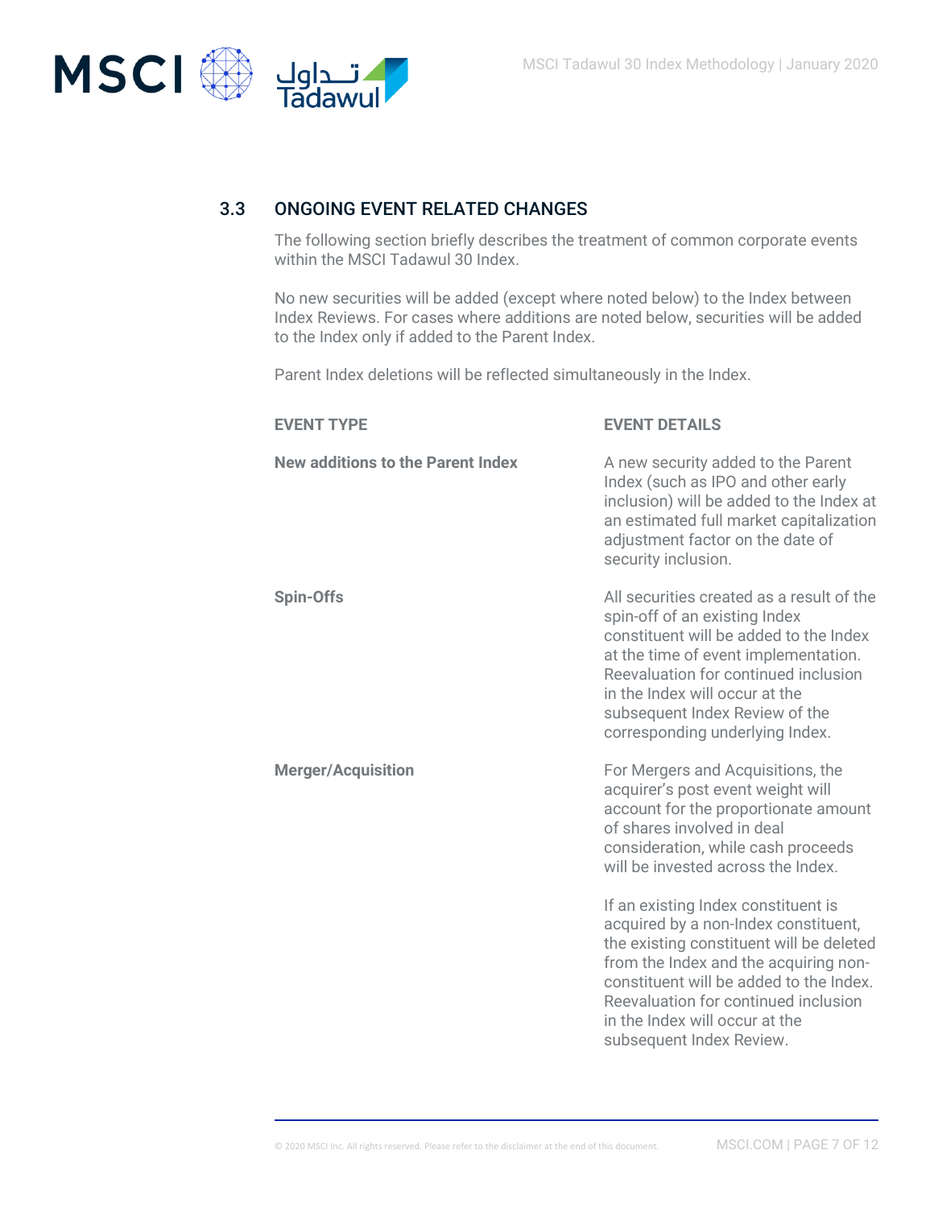## 3.3 ONGOING EVENT RELATED CHANGES

The following section briefly describes the treatment of common corporate events within the MSCI Tadawul 30 Index.

No new securities will be added (except where noted below) to the Index between Index Reviews. For cases where additions are noted below, securities will be added to the Index only if added to the Parent Index.

Parent Index deletions will be reflected simultaneously in the Index.

| EVENT TYPE | EVENT DETAILS |
|---|---|
| **New additions to the Parent Index** | A new security added to the Parent Index (such as IPO and other early inclusion) will be added to the Index at an estimated full market capitalization adjustment factor on the date of security inclusion. |
| **Spin-Offs** | All securities created as a result of the spin-off of an existing Index constituent will be added to the Index at the time of event implementation. Reevaluation for continued inclusion in the Index will occur at the subsequent Index Review of the corresponding underlying Index. |
| **Merger/Acquisition** | For Mergers and Acquisitions, the acquirer's post event weight will account for the proportionate amount of shares involved in deal consideration, while cash proceeds will be invested across the Index.<br><br>If an existing Index constituent is acquired by a non-Index constituent, the existing constituent will be deleted from the Index and the acquiring non-constituent will be added to the Index. Reevaluation for continued inclusion in the Index will occur at the subsequent Index Review. |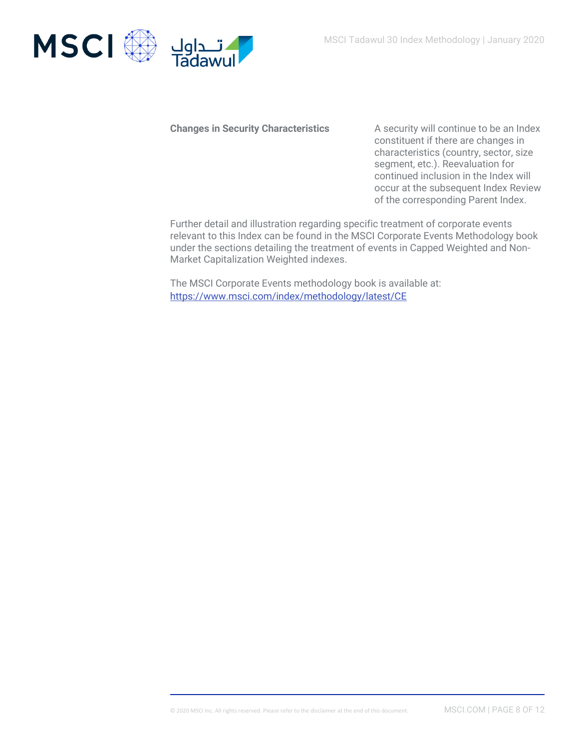| **Changes in Security Characteristics** | A security will continue to be an Index constituent if there are changes in characteristics (country, sector, size segment, etc.). Reevaluation for continued inclusion in the Index will occur at the subsequent Index Review of the corresponding Parent Index. |
| --- | --- |

Further detail and illustration regarding specific treatment of corporate events relevant to this Index can be found in the MSCI Corporate Events Methodology book under the sections detailing the treatment of events in Capped Weighted and Non-Market Capitalization Weighted indexes.

The MSCI Corporate Events methodology book is available at:
https://www.msci.com/index/methodology/latest/CE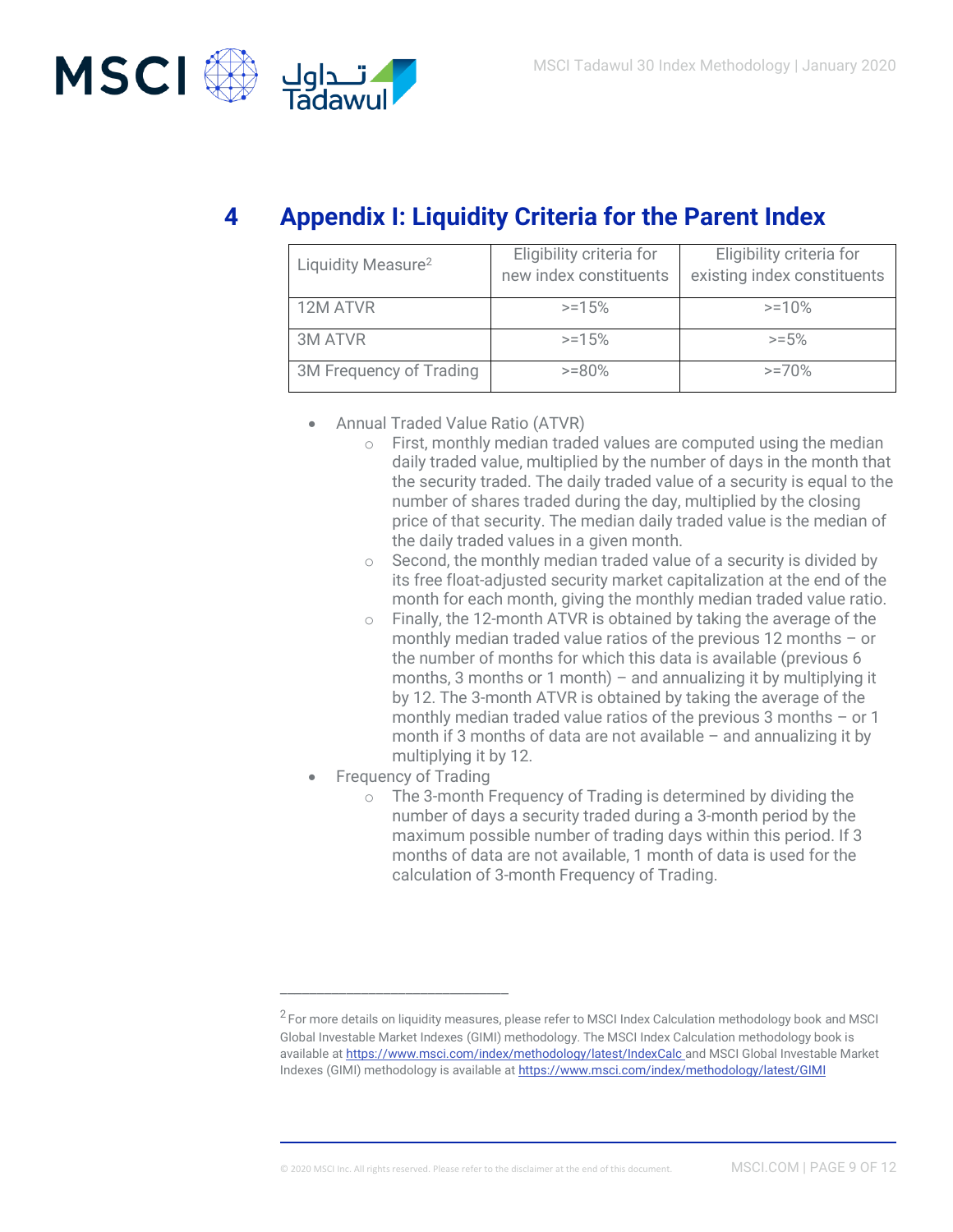# 4 Appendix I: Liquidity Criteria for the Parent Index

| Liquidity Measure[2] | Eligibility criteria for new index constituents | Eligibility criteria for existing index constituents |
|---|---|---|
| 12M ATVR | >=15% | >=10% |
| 3M ATVR | >=15% | >=5% |
| 3M Frequency of Trading | >=80% | >=70% |

- Annual Traded Value Ratio (ATVR)
  - First, monthly median traded values are computed using the median daily traded value, multiplied by the number of days in the month that the security traded. The daily traded value of a security is equal to the number of shares traded during the day, multiplied by the closing price of that security. The median daily traded value is the median of the daily traded values in a given month.
  - Second, the monthly median traded value of a security is divided by its free float-adjusted security market capitalization at the end of the month for each month, giving the monthly median traded value ratio.
  - Finally, the 12-month ATVR is obtained by taking the average of the monthly median traded value ratios of the previous 12 months – or the number of months for which this data is available (previous 6 months, 3 months or 1 month) – and annualizing it by multiplying it by 12. The 3-month ATVR is obtained by taking the average of the monthly median traded value ratios of the previous 3 months – or 1 month if 3 months of data are not available – and annualizing it by multiplying it by 12.
- Frequency of Trading
  - The 3-month Frequency of Trading is determined by dividing the number of days a security traded during a 3-month period by the maximum possible number of trading days within this period. If 3 months of data are not available, 1 month of data is used for the calculation of 3-month Frequency of Trading.

---

[2] For more details on liquidity measures, please refer to MSCI Index Calculation methodology book and MSCI Global Investable Market Indexes (GIMI) methodology. The MSCI Index Calculation methodology book is available at https://www.msci.com/index/methodology/latest/IndexCalc and MSCI Global Investable Market Indexes (GIMI) methodology is available at https://www.msci.com/index/methodology/latest/GIMI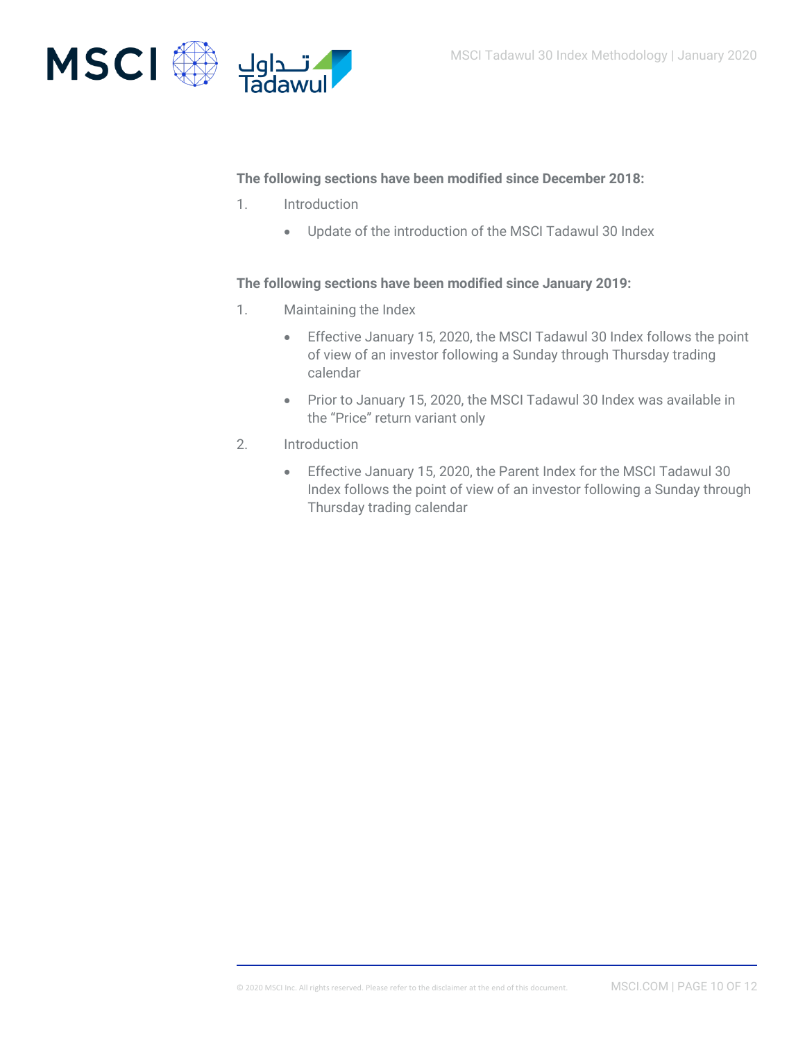**The following sections have been modified since December 2018:**

1. Introduction
   - Update of the introduction of the MSCI Tadawul 30 Index

**The following sections have been modified since January 2019:**

1. Maintaining the Index
   - Effective January 15, 2020, the MSCI Tadawul 30 Index follows the point of view of an investor following a Sunday through Thursday trading calendar
   - Prior to January 15, 2020, the MSCI Tadawul 30 Index was available in the "Price" return variant only
2. Introduction
   - Effective January 15, 2020, the Parent Index for the MSCI Tadawul 30 Index follows the point of view of an investor following a Sunday through Thursday trading calendar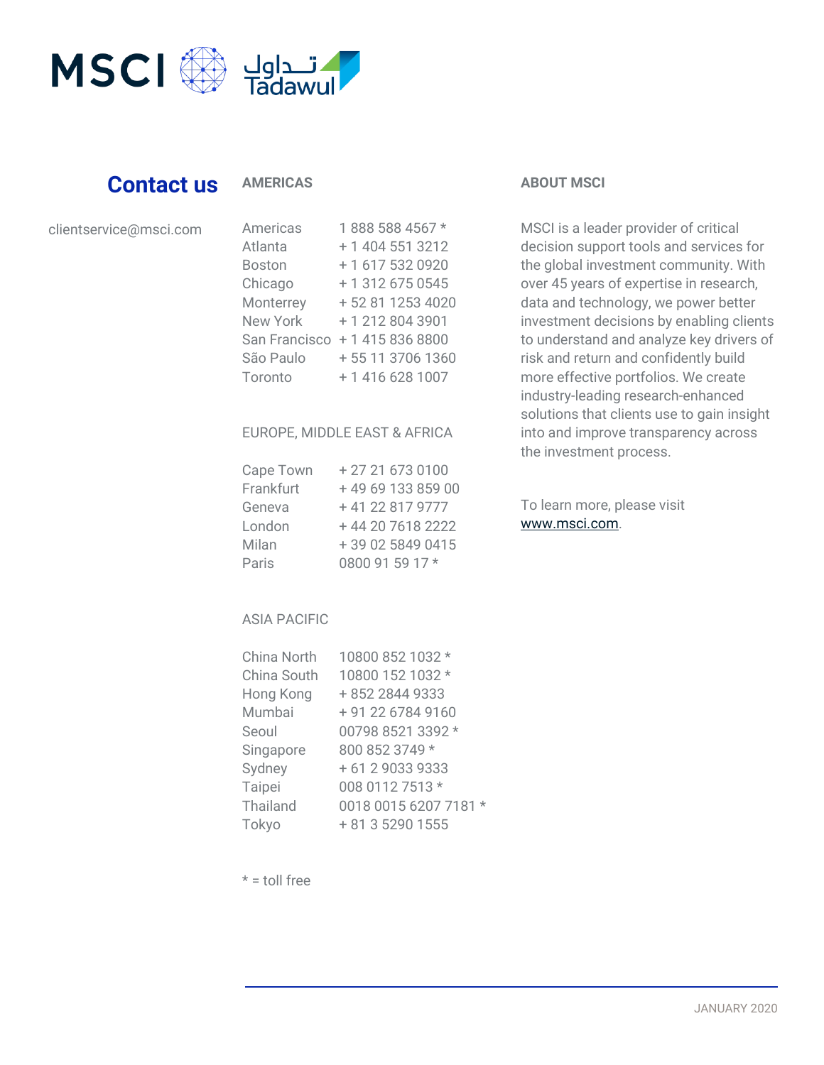## Contact us

clientservice@msci.com

### AMERICAS

| | |
|---|---|
| Americas | 1 888 588 4567 * |
| Atlanta | + 1 404 551 3212 |
| Boston | + 1 617 532 0920 |
| Chicago | + 1 312 675 0545 |
| Monterrey | + 52 81 1253 4020 |
| New York | + 1 212 804 3901 |
| San Francisco | + 1 415 836 8800 |
| São Paulo | + 55 11 3706 1360 |
| Toronto | + 1 416 628 1007 |

### EUROPE, MIDDLE EAST & AFRICA

| | |
|---|---|
| Cape Town | + 27 21 673 0100 |
| Frankfurt | + 49 69 133 859 00 |
| Geneva | + 41 22 817 9777 |
| London | + 44 20 7618 2222 |
| Milan | + 39 02 5849 0415 |
| Paris | 0800 91 59 17 * |

### ASIA PACIFIC

| | |
|---|---|
| China North | 10800 852 1032 * |
| China South | 10800 152 1032 * |
| Hong Kong | + 852 2844 9333 |
| Mumbai | + 91 22 6784 9160 |
| Seoul | 00798 8521 3392 * |
| Singapore | 800 852 3749 * |
| Sydney | + 61 2 9033 9333 |
| Taipei | 008 0112 7513 * |
| Thailand | 0018 0015 6207 7181 * |
| Tokyo | + 81 3 5290 1555 |

* = toll free

### ABOUT MSCI

MSCI is a leader provider of critical decision support tools and services for the global investment community. With over 45 years of expertise in research, data and technology, we power better investment decisions by enabling clients to understand and analyze key drivers of risk and return and confidently build more effective portfolios. We create industry-leading research-enhanced solutions that clients use to gain insight into and improve transparency across the investment process.

To learn more, please visit www.msci.com.

JANUARY 2020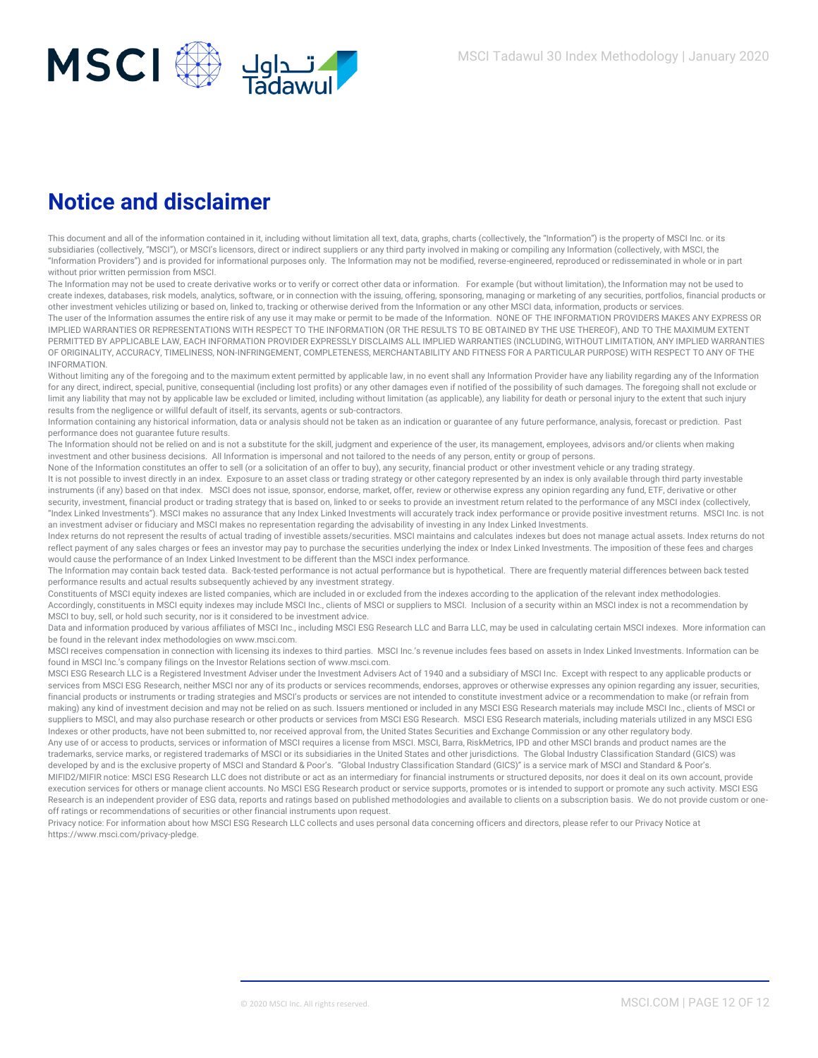## Notice and disclaimer

This document and all of the information contained in it, including without limitation all text, data, graphs, charts (collectively, the "Information") is the property of MSCI Inc. or its subsidiaries (collectively, "MSCI"), or MSCI's licensors, direct or indirect suppliers or any third party involved in making or compiling any Information (collectively, with MSCI, the "Information Providers") and is provided for informational purposes only. The Information may not be modified, reverse-engineered, reproduced or redisseminated in whole or in part without prior written permission from MSCI.

The Information may not be used to create derivative works or to verify or correct other data or information. For example (but without limitation), the Information may not be used to create indexes, databases, risk models, analytics, software, or in connection with the issuing, offering, sponsoring, managing or marketing of any securities, portfolios, financial products or other investment vehicles utilizing or based on, linked to, tracking or otherwise derived from the Information or any other MSCI data, information, products or services.

The user of the Information assumes the entire risk of any use it may make or permit to be made of the Information. NONE OF THE INFORMATION PROVIDERS MAKES ANY EXPRESS OR IMPLIED WARRANTIES OR REPRESENTATIONS WITH RESPECT TO THE INFORMATION (OR THE RESULTS TO BE OBTAINED BY THE USE THEREOF), AND TO THE MAXIMUM EXTENT PERMITTED BY APPLICABLE LAW, EACH INFORMATION PROVIDER EXPRESSLY DISCLAIMS ALL IMPLIED WARRANTIES (INCLUDING, WITHOUT LIMITATION, ANY IMPLIED WARRANTIES OF ORIGINALITY, ACCURACY, TIMELINESS, NON-INFRINGEMENT, COMPLETENESS, MERCHANTABILITY AND FITNESS FOR A PARTICULAR PURPOSE) WITH RESPECT TO ANY OF THE INFORMATION.

Without limiting any of the foregoing and to the maximum extent permitted by applicable law, in no event shall any Information Provider have any liability regarding any of the Information for any direct, indirect, special, punitive, consequential (including lost profits) or any other damages even if notified of the possibility of such damages. The foregoing shall not exclude or limit any liability that may not by applicable law be excluded or limited, including without limitation (as applicable), any liability for death or personal injury to the extent that such injury results from the negligence or willful default of itself, its servants, agents or sub-contractors.

Information containing any historical information, data or analysis should not be taken as an indication or guarantee of any future performance, analysis, forecast or prediction. Past performance does not guarantee future results.

The Information should not be relied on and is not a substitute for the skill, judgment and experience of the user, its management, employees, advisors and/or clients when making investment and other business decisions. All Information is impersonal and not tailored to the needs of any person, entity or group of persons.

None of the Information constitutes an offer to sell (or a solicitation of an offer to buy), any security, financial product or other investment vehicle or any trading strategy.

It is not possible to invest directly in an index. Exposure to an asset class or trading strategy or other category represented by an index is only available through third party investable instruments (if any) based on that index. MSCI does not issue, sponsor, endorse, market, offer, review or otherwise express any opinion regarding any fund, ETF, derivative or other security, investment, financial product or trading strategy that is based on, linked to or seeks to provide an investment return related to the performance of any MSCI index (collectively, "Index Linked Investments"). MSCI makes no assurance that any Index Linked Investments will accurately track index performance or provide positive investment returns. MSCI Inc. is not an investment adviser or fiduciary and MSCI makes no representation regarding the advisability of investing in any Index Linked Investments.

Index returns do not represent the results of actual trading of investible assets/securities. MSCI maintains and calculates indexes but does not manage actual assets. Index returns do not reflect payment of any sales charges or fees an investor may pay to purchase the securities underlying the index or Index Linked Investments. The imposition of these fees and charges would cause the performance of an Index Linked Investment to be different than the MSCI index performance.

The Information may contain back tested data. Back-tested performance is not actual performance but is hypothetical. There are frequently material differences between back tested performance results and actual results subsequently achieved by any investment strategy.

Constituents of MSCI equity indexes are listed companies, which are included in or excluded from the indexes according to the application of the relevant index methodologies. Accordingly, constituents in MSCI equity indexes may include MSCI Inc., clients of MSCI or suppliers to MSCI. Inclusion of a security within an MSCI index is not a recommendation by MSCI to buy, sell, or hold such security, nor is it considered to be investment advice.

Data and information produced by various affiliates of MSCI Inc., including MSCI ESG Research LLC and Barra LLC, may be used in calculating certain MSCI indexes. More information can be found in the relevant index methodologies on www.msci.com.

MSCI receives compensation in connection with licensing its indexes to third parties. MSCI Inc.'s revenue includes fees based on assets in Index Linked Investments. Information can be found in MSCI Inc.'s company filings on the Investor Relations section of www.msci.com.

MSCI ESG Research LLC is a Registered Investment Adviser under the Investment Advisers Act of 1940 and a subsidiary of MSCI Inc. Except with respect to any applicable products or services from MSCI ESG Research, neither MSCI nor any of its products or services recommends, endorses, approves or otherwise expresses any opinion regarding any issuer, securities, financial products or instruments or trading strategies and MSCI's products or services are not intended to constitute investment advice or a recommendation to make (or refrain from making) any kind of investment decision and may not be relied on as such. Issuers mentioned or included in any MSCI ESG Research materials may include MSCI Inc., clients of MSCI or suppliers to MSCI, and may also purchase research or other products or services from MSCI ESG Research. MSCI ESG Research materials, including materials utilized in any MSCI ESG Indexes or other products, have not been submitted to, nor received approval from, the United States Securities and Exchange Commission or any other regulatory body.

Any use of or access to products, services or information of MSCI requires a license from MSCI. MSCI, Barra, RiskMetrics, IPD and other MSCI brands and product names are the trademarks, service marks, or registered trademarks of MSCI or its subsidiaries in the United States and other jurisdictions. The Global Industry Classification Standard (GICS) was developed by and is the exclusive property of MSCI and Standard & Poor's. "Global Industry Classification Standard (GICS)" is a service mark of MSCI and Standard & Poor's.

MIFID2/MIFIR notice: MSCI ESG Research LLC does not distribute or act as an intermediary for financial instruments or structured deposits, nor does it deal on its own account, provide execution services for others or manage client accounts. No MSCI ESG Research product or service supports, promotes or is intended to support or promote any such activity. MSCI ESG Research is an independent provider of ESG data, reports and ratings based on published methodologies and available to clients on a subscription basis. We do not provide custom or one-off ratings or recommendations of securities or other financial instruments upon request.

Privacy notice: For information about how MSCI ESG Research LLC collects and uses personal data concerning officers and directors, please refer to our Privacy Notice at https://www.msci.com/privacy-pledge.

© 2020 MSCI Inc. All rights reserved.